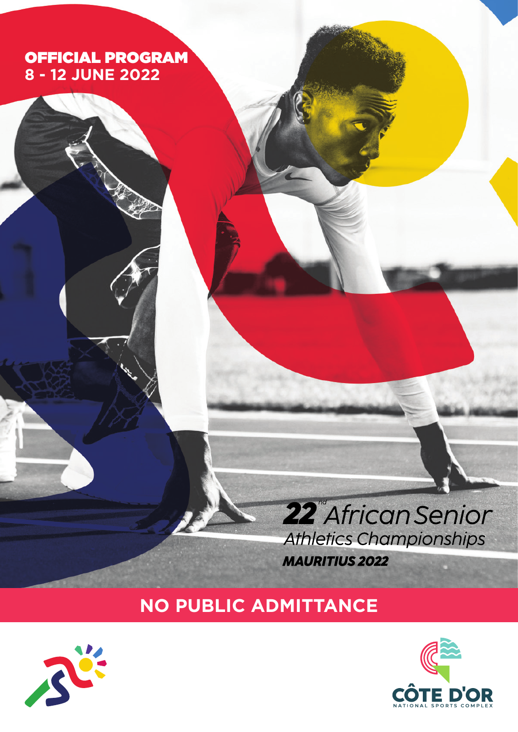OFFICIAL PROGRAM
**8 - 12 JUNE 2022**

# 22nd African Senior Athletics Championships

***MAURITIUS 2022***

## NO PUBLIC ADMITTANCE

CÔTE D'OR
NATIONAL SPORTS COMPLEX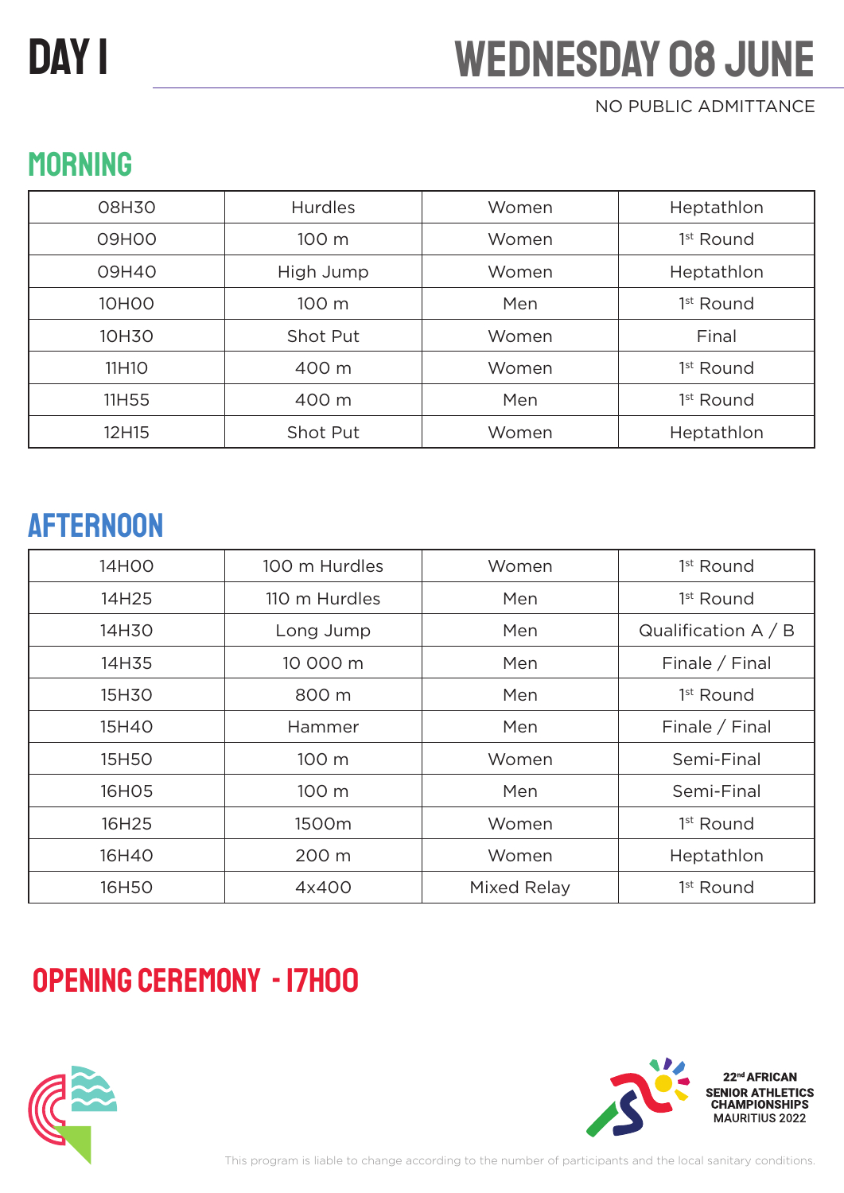# DAY 1 — WEDNESDAY 08 JUNE

NO PUBLIC ADMITTANCE

## MORNING

| | | | |
|---|---|---|---|
| 08H30 | Hurdles | Women | Heptathlon |
| 09H00 | 100 m | Women | 1st Round |
| 09H40 | High Jump | Women | Heptathlon |
| 10H00 | 100 m | Men | 1st Round |
| 10H30 | Shot Put | Women | Final |
| 11H10 | 400 m | Women | 1st Round |
| 11H55 | 400 m | Men | 1st Round |
| 12H15 | Shot Put | Women | Heptathlon |

## AFTERNOON

| | | | |
|---|---|---|---|
| 14H00 | 100 m Hurdles | Women | 1st Round |
| 14H25 | 110 m Hurdles | Men | 1st Round |
| 14H30 | Long Jump | Men | Qualification A / B |
| 14H35 | 10 000 m | Men | Finale / Final |
| 15H30 | 800 m | Men | 1st Round |
| 15H40 | Hammer | Men | Finale / Final |
| 15H50 | 100 m | Women | Semi-Final |
| 16H05 | 100 m | Men | Semi-Final |
| 16H25 | 1500m | Women | 1st Round |
| 16H40 | 200 m | Women | Heptathlon |
| 16H50 | 4x400 | Mixed Relay | 1st Round |

## OPENING CEREMONY - 17H00

22nd AFRICAN SENIOR ATHLETICS CHAMPIONSHIPS MAURITIUS 2022

This program is liable to change according to the number of participants and the local sanitary conditions.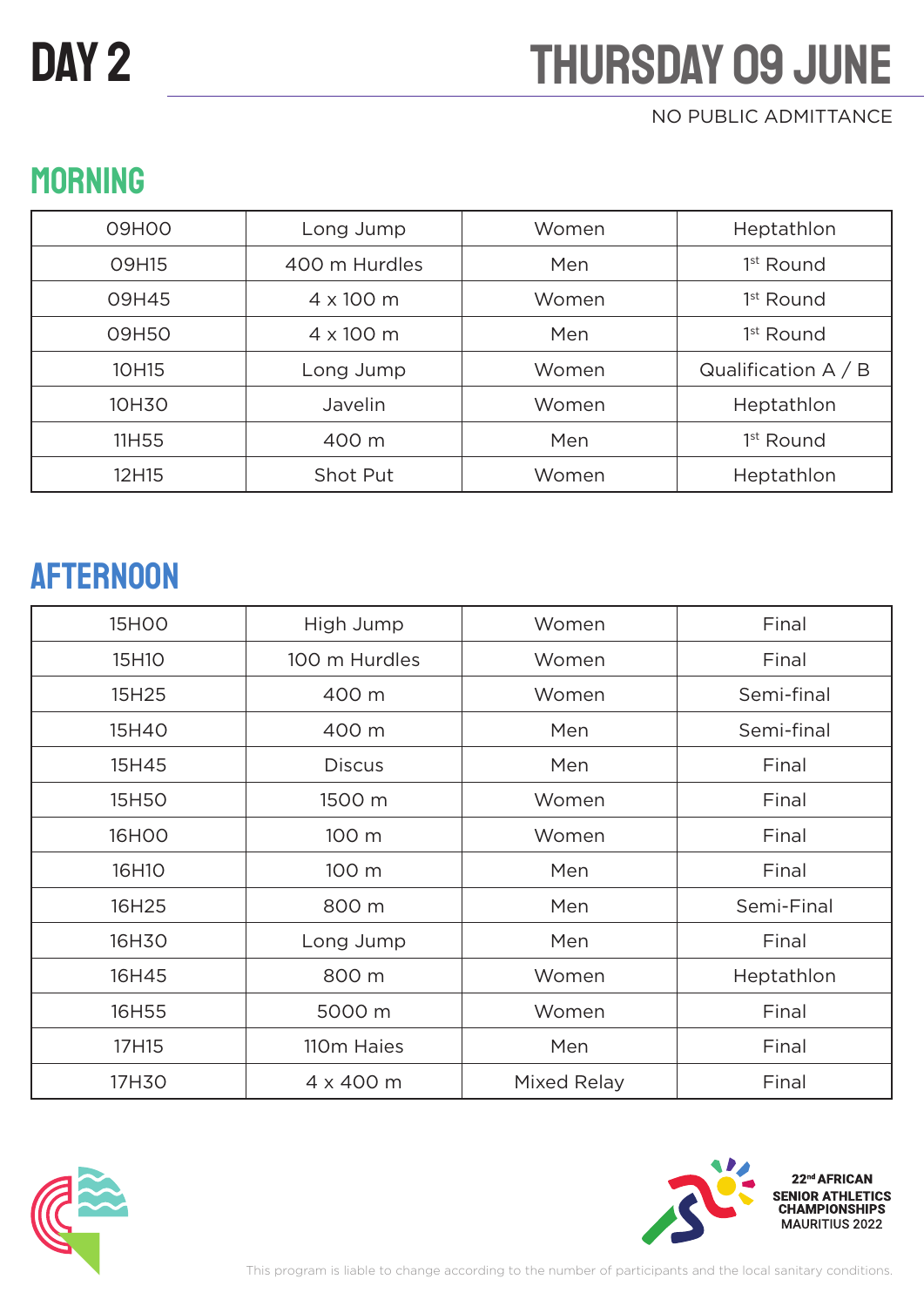# DAY 2

# THURSDAY 09 JUNE

NO PUBLIC ADMITTANCE

## MORNING

| | | | |
|---|---|---|---|
| 09H00 | Long Jump | Women | Heptathlon |
| 09H15 | 400 m Hurdles | Men | 1st Round |
| 09H45 | 4 x 100 m | Women | 1st Round |
| 09H50 | 4 x 100 m | Men | 1st Round |
| 10H15 | Long Jump | Women | Qualification A / B |
| 10H30 | Javelin | Women | Heptathlon |
| 11H55 | 400 m | Men | 1st Round |
| 12H15 | Shot Put | Women | Heptathlon |

## AFTERNOON

| | | | |
|---|---|---|---|
| 15H00 | High Jump | Women | Final |
| 15H10 | 100 m Hurdles | Women | Final |
| 15H25 | 400 m | Women | Semi-final |
| 15H40 | 400 m | Men | Semi-final |
| 15H45 | Discus | Men | Final |
| 15H50 | 1500 m | Women | Final |
| 16H00 | 100 m | Women | Final |
| 16H10 | 100 m | Men | Final |
| 16H25 | 800 m | Men | Semi-Final |
| 16H30 | Long Jump | Men | Final |
| 16H45 | 800 m | Women | Heptathlon |
| 16H55 | 5000 m | Women | Final |
| 17H15 | 110m Haies | Men | Final |
| 17H30 | 4 x 400 m | Mixed Relay | Final |

22nd AFRICAN SENIOR ATHLETICS CHAMPIONSHIPS MAURITIUS 2022

This program is liable to change according to the number of participants and the local sanitary conditions.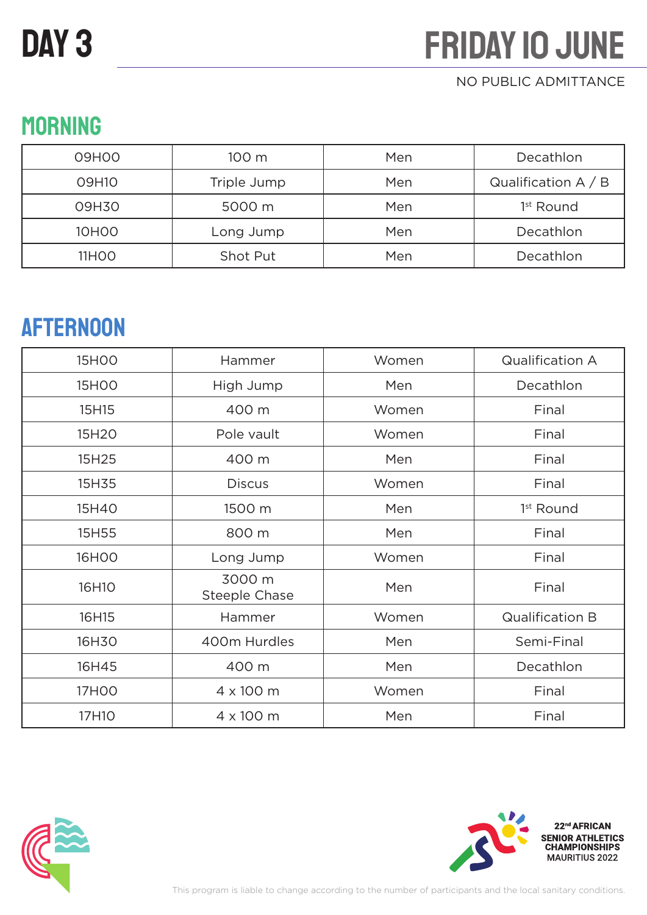# DAY 3

# FRIDAY 10 JUNE

NO PUBLIC ADMITTANCE

## MORNING

| | | | |
|---|---|---|---|
| 09H00 | 100 m | Men | Decathlon |
| 09H10 | Triple Jump | Men | Qualification A / B |
| 09H30 | 5000 m | Men | 1st Round |
| 10H00 | Long Jump | Men | Decathlon |
| 11H00 | Shot Put | Men | Decathlon |

## AFTERNOON

| | | | |
|---|---|---|---|
| 15H00 | Hammer | Women | Qualification A |
| 15H00 | High Jump | Men | Decathlon |
| 15H15 | 400 m | Women | Final |
| 15H20 | Pole vault | Women | Final |
| 15H25 | 400 m | Men | Final |
| 15H35 | Discus | Women | Final |
| 15H40 | 1500 m | Men | 1st Round |
| 15H55 | 800 m | Men | Final |
| 16H00 | Long Jump | Women | Final |
| 16H10 | 3000 m Steeple Chase | Men | Final |
| 16H15 | Hammer | Women | Qualification B |
| 16H30 | 400m Hurdles | Men | Semi-Final |
| 16H45 | 400 m | Men | Decathlon |
| 17H00 | 4 x 100 m | Women | Final |
| 17H10 | 4 x 100 m | Men | Final |

22nd AFRICAN SENIOR ATHLETICS CHAMPIONSHIPS MAURITIUS 2022

This program is liable to change according to the number of participants and the local sanitary conditions.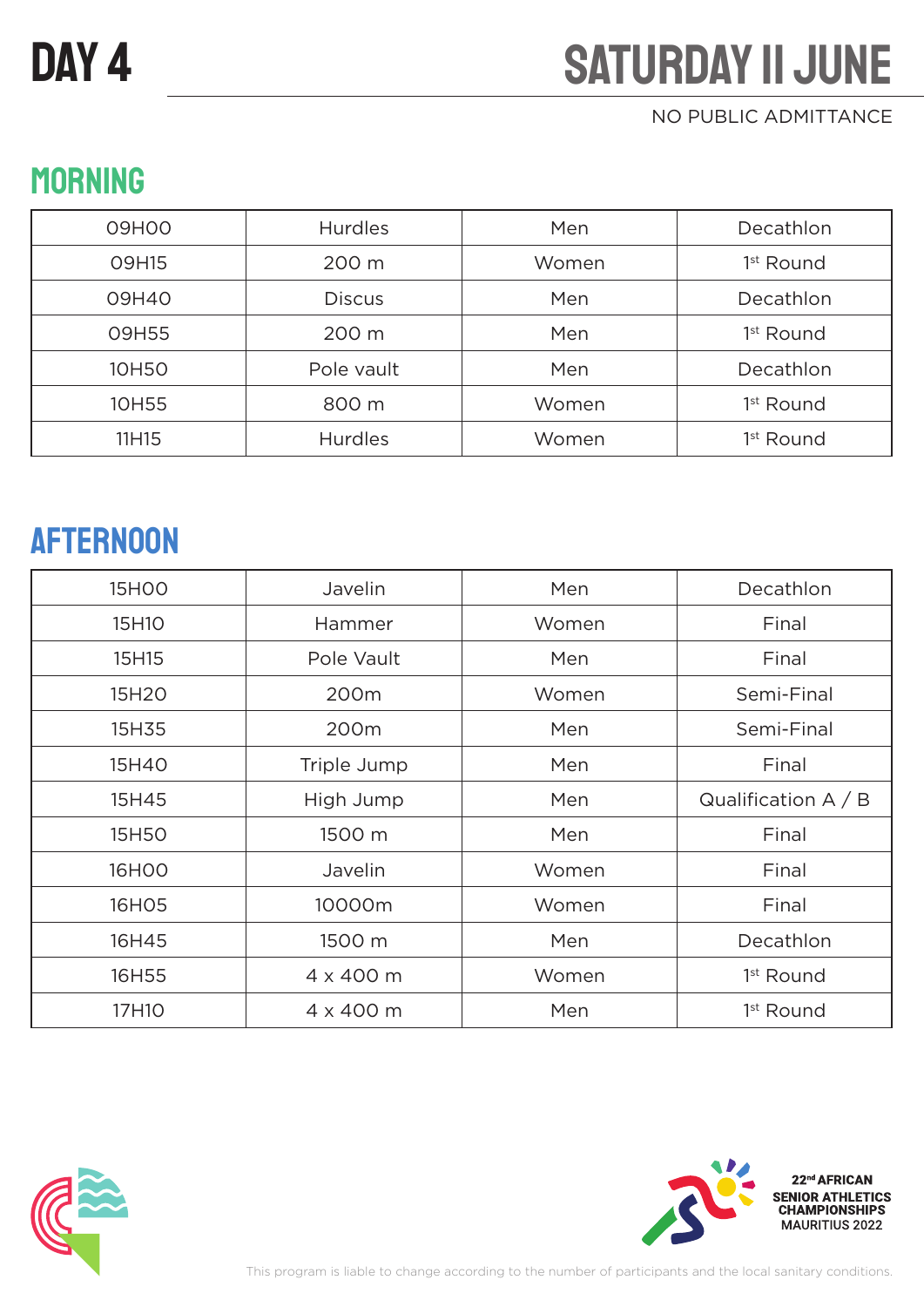# DAY 4

# SATURDAY 11 JUNE

NO PUBLIC ADMITTANCE

## MORNING

| | | | |
|---|---|---|---|
| 09H00 | Hurdles | Men | Decathlon |
| 09H15 | 200 m | Women | 1st Round |
| 09H40 | Discus | Men | Decathlon |
| 09H55 | 200 m | Men | 1st Round |
| 10H50 | Pole vault | Men | Decathlon |
| 10H55 | 800 m | Women | 1st Round |
| 11H15 | Hurdles | Women | 1st Round |

## AFTERNOON

| | | | |
|---|---|---|---|
| 15H00 | Javelin | Men | Decathlon |
| 15H10 | Hammer | Women | Final |
| 15H15 | Pole Vault | Men | Final |
| 15H20 | 200m | Women | Semi-Final |
| 15H35 | 200m | Men | Semi-Final |
| 15H40 | Triple Jump | Men | Final |
| 15H45 | High Jump | Men | Qualification A / B |
| 15H50 | 1500 m | Men | Final |
| 16H00 | Javelin | Women | Final |
| 16H05 | 10000m | Women | Final |
| 16H45 | 1500 m | Men | Decathlon |
| 16H55 | 4 x 400 m | Women | 1st Round |
| 17H10 | 4 x 400 m | Men | 1st Round |

22nd AFRICAN SENIOR ATHLETICS CHAMPIONSHIPS MAURITIUS 2022

This program is liable to change according to the number of participants and the local sanitary conditions.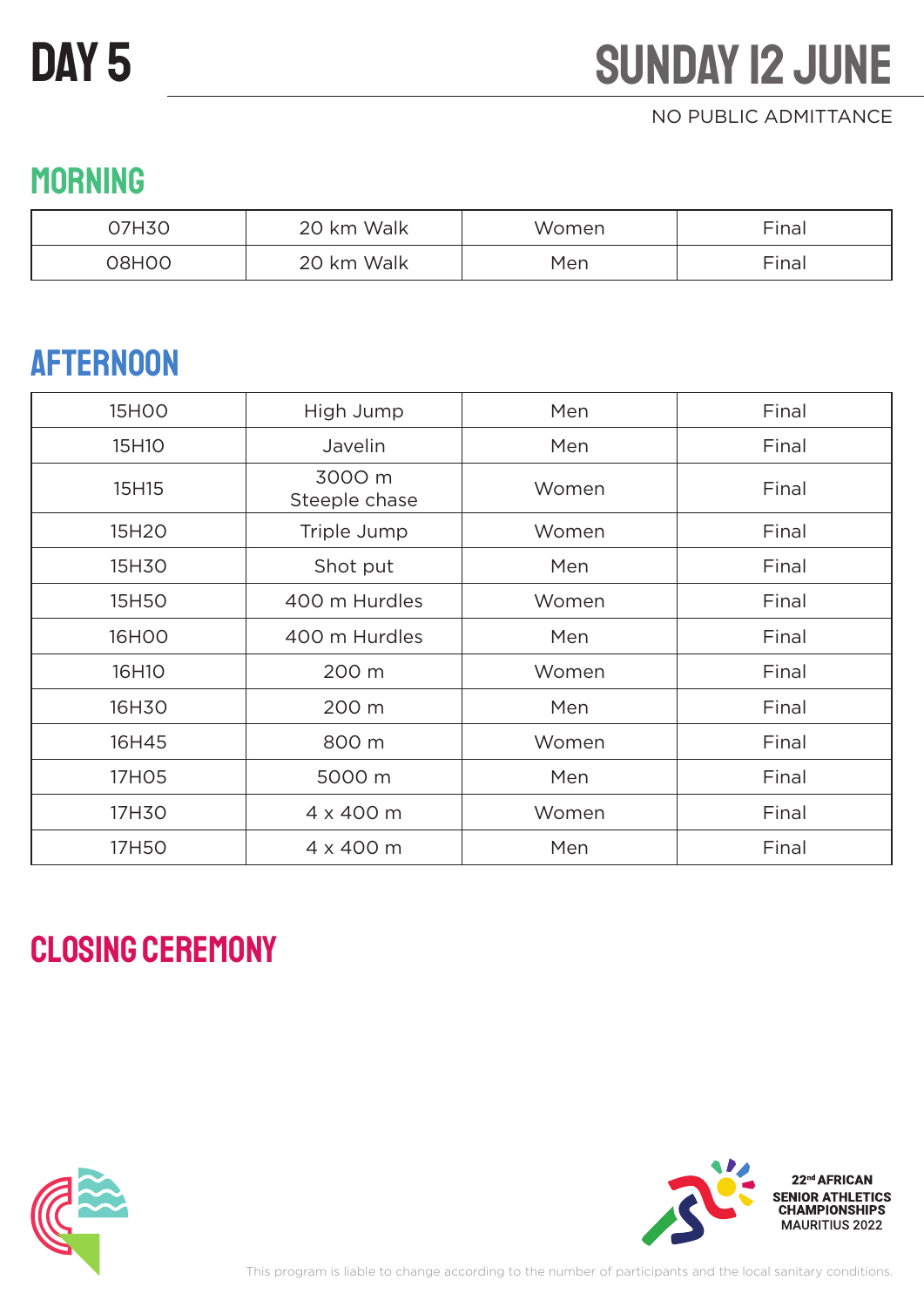# DAY 5

# SUNDAY 12 JUNE

NO PUBLIC ADMITTANCE

## MORNING

| | | | |
|---|---|---|---|
| 07H30 | 20 km Walk | Women | Final |
| 08H00 | 20 km Walk | Men | Final |

## AFTERNOON

| | | | |
|---|---|---|---|
| 15H00 | High Jump | Men | Final |
| 15H10 | Javelin | Men | Final |
| 15H15 | 3000 m Steeple chase | Women | Final |
| 15H20 | Triple Jump | Women | Final |
| 15H30 | Shot put | Men | Final |
| 15H50 | 400 m Hurdles | Women | Final |
| 16H00 | 400 m Hurdles | Men | Final |
| 16H10 | 200 m | Women | Final |
| 16H30 | 200 m | Men | Final |
| 16H45 | 800 m | Women | Final |
| 17H05 | 5000 m | Men | Final |
| 17H30 | 4 x 400 m | Women | Final |
| 17H50 | 4 x 400 m | Men | Final |

## CLOSING CEREMONY

22nd AFRICAN SENIOR ATHLETICS CHAMPIONSHIPS MAURITIUS 2022

This program is liable to change according to the number of participants and the local sanitary conditions.